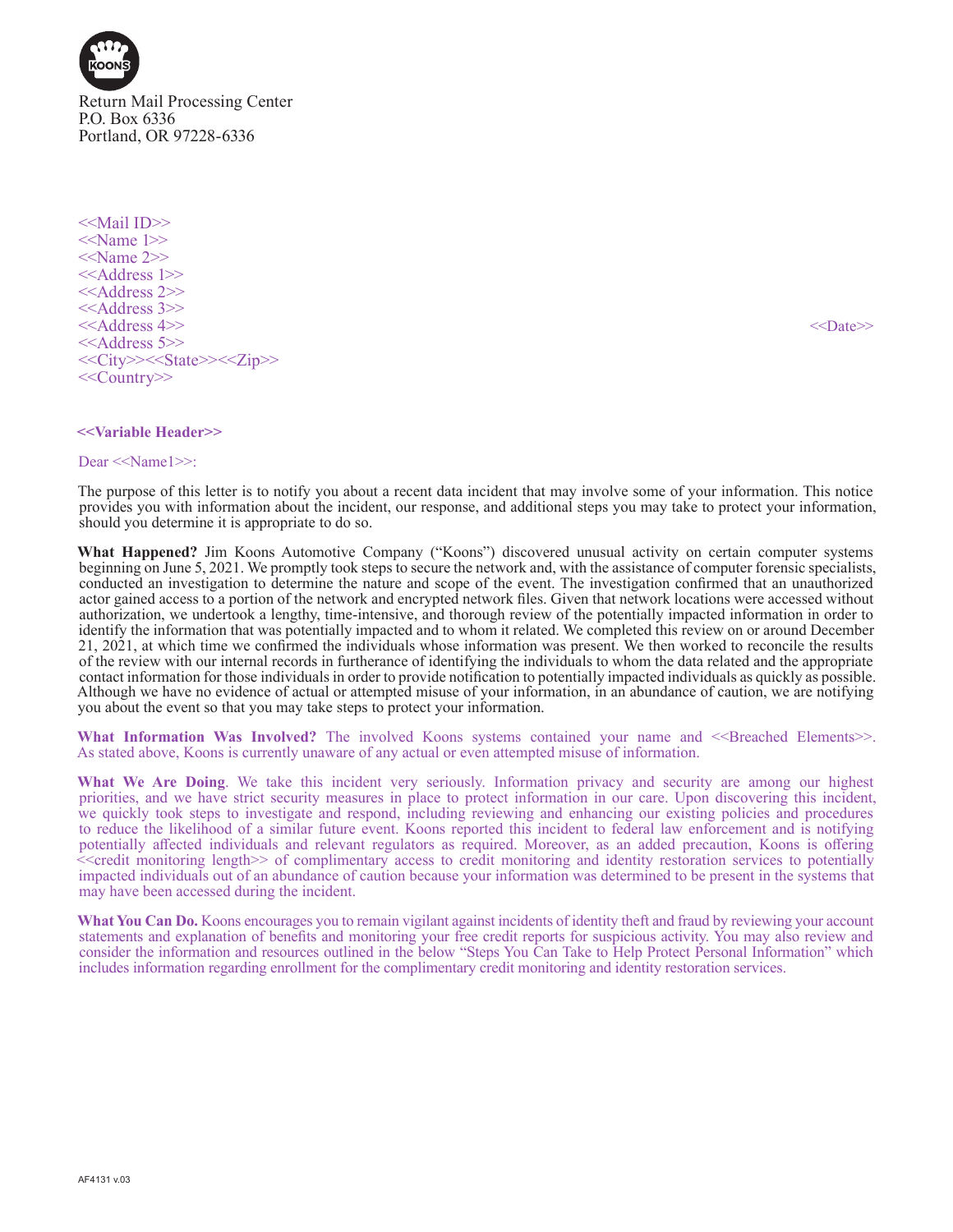KOONS

Return Mail Processing Center
P.O. Box 6336
Portland, OR 97228-6336

<<Mail ID>>
<<Name 1>>
<<Name 2>>
<<Address 1>>
<<Address 2>>
<<Address 3>>
<<Address 4>>
<<Address 5>>
<<City>><<State>><<Zip>>
<<Country>>

<<Date>>

**<<Variable Header>>**

Dear <<Name1>>:

The purpose of this letter is to notify you about a recent data incident that may involve some of your information. This notice provides you with information about the incident, our response, and additional steps you may take to protect your information, should you determine it is appropriate to do so.

**What Happened?** Jim Koons Automotive Company ("Koons") discovered unusual activity on certain computer systems beginning on June 5, 2021. We promptly took steps to secure the network and, with the assistance of computer forensic specialists, conducted an investigation to determine the nature and scope of the event. The investigation confirmed that an unauthorized actor gained access to a portion of the network and encrypted network files. Given that network locations were accessed without authorization, we undertook a lengthy, time-intensive, and thorough review of the potentially impacted information in order to identify the information that was potentially impacted and to whom it related. We completed this review on or around December 21, 2021, at which time we confirmed the individuals whose information was present. We then worked to reconcile the results of the review with our internal records in furtherance of identifying the individuals to whom the data related and the appropriate contact information for those individuals in order to provide notification to potentially impacted individuals as quickly as possible. Although we have no evidence of actual or attempted misuse of your information, in an abundance of caution, we are notifying you about the event so that you may take steps to protect your information.

**What Information Was Involved?** The involved Koons systems contained your name and <<Breached Elements>>. As stated above, Koons is currently unaware of any actual or even attempted misuse of information.

**What We Are Doing**. We take this incident very seriously. Information privacy and security are among our highest priorities, and we have strict security measures in place to protect information in our care. Upon discovering this incident, we quickly took steps to investigate and respond, including reviewing and enhancing our existing policies and procedures to reduce the likelihood of a similar future event. Koons reported this incident to federal law enforcement and is notifying potentially affected individuals and relevant regulators as required. Moreover, as an added precaution, Koons is offering <<credit monitoring length>> of complimentary access to credit monitoring and identity restoration services to potentially impacted individuals out of an abundance of caution because your information was determined to be present in the systems that may have been accessed during the incident.

**What You Can Do.** Koons encourages you to remain vigilant against incidents of identity theft and fraud by reviewing your account statements and explanation of benefits and monitoring your free credit reports for suspicious activity. You may also review and consider the information and resources outlined in the below "Steps You Can Take to Help Protect Personal Information" which includes information regarding enrollment for the complimentary credit monitoring and identity restoration services.

AF4131 v.03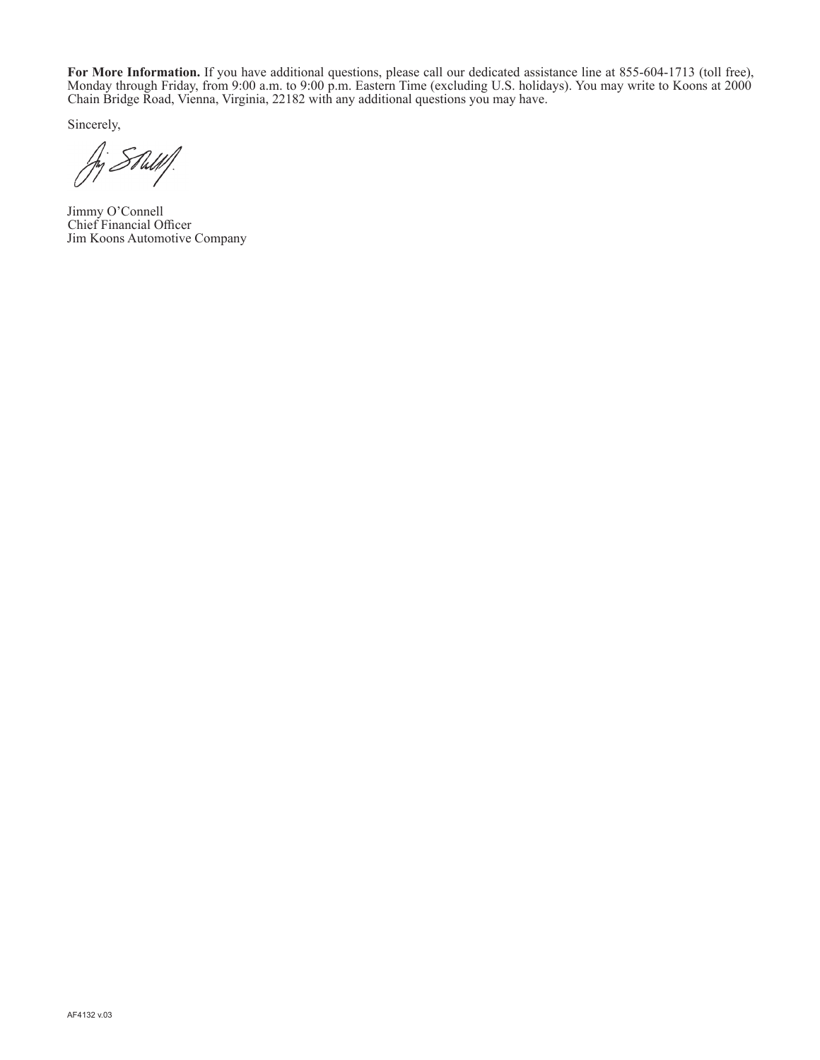**For More Information.** If you have additional questions, please call our dedicated assistance line at 855-604-1713 (toll free), Monday through Friday, from 9:00 a.m. to 9:00 p.m. Eastern Time (excluding U.S. holidays). You may write to Koons at 2000 Chain Bridge Road, Vienna, Virginia, 22182 with any additional questions you may have.

Sincerely,

Jimmy O'Connell
Chief Financial Officer
Jim Koons Automotive Company

AF4132 v.03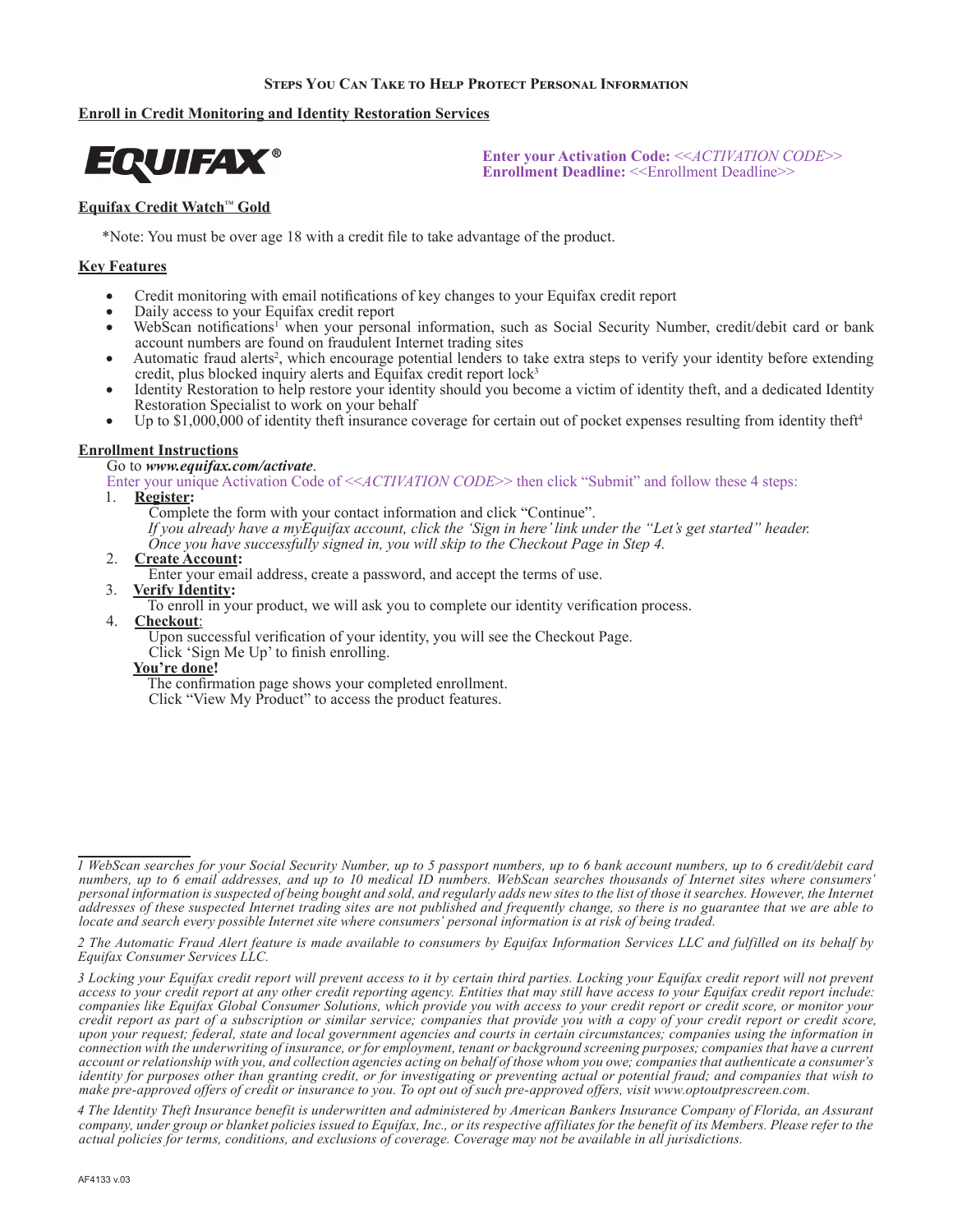## Steps You Can Take to Help Protect Personal Information

**Enroll in Credit Monitoring and Identity Restoration Services**

EQUIFAX®

**Enter your Activation Code:** *<<ACTIVATION CODE>>*
**Enrollment Deadline:** <<Enrollment Deadline>>

**Equifax Credit Watch™ Gold**

*Note: You must be over age 18 with a credit file to take advantage of the product.

**Key Features**

- Credit monitoring with email notifications of key changes to your Equifax credit report
- Daily access to your Equifax credit report
- WebScan notifications[1] when your personal information, such as Social Security Number, credit/debit card or bank account numbers are found on fraudulent Internet trading sites
- Automatic fraud alerts[2], which encourage potential lenders to take extra steps to verify your identity before extending credit, plus blocked inquiry alerts and Equifax credit report lock[3]
- Identity Restoration to help restore your identity should you become a victim of identity theft, and a dedicated Identity Restoration Specialist to work on your behalf
- Up to $1,000,000 of identity theft insurance coverage for certain out of pocket expenses resulting from identity theft[4]

**Enrollment Instructions**

Go to ***www.equifax.com/activate***.

Enter your unique Activation Code of *<<ACTIVATION CODE>>* then click "Submit" and follow these 4 steps:

1. **Register:**
   Complete the form with your contact information and click "Continue".
   *If you already have a myEquifax account, click the 'Sign in here' link under the "Let's get started" header. Once you have successfully signed in, you will skip to the Checkout Page in Step 4.*
2. **Create Account:**
   Enter your email address, create a password, and accept the terms of use.
3. **Verify Identity:**
   To enroll in your product, we will ask you to complete our identity verification process.
4. **Checkout:**
   Upon successful verification of your identity, you will see the Checkout Page.
   Click 'Sign Me Up' to finish enrolling.

**You're done!**
The confirmation page shows your completed enrollment.
Click "View My Product" to access the product features.

---

*1 WebScan searches for your Social Security Number, up to 5 passport numbers, up to 6 bank account numbers, up to 6 credit/debit card numbers, up to 6 email addresses, and up to 10 medical ID numbers. WebScan searches thousands of Internet sites where consumers' personal information is suspected of being bought and sold, and regularly adds new sites to the list of those it searches. However, the Internet addresses of these suspected Internet trading sites are not published and frequently change, so there is no guarantee that we are able to locate and search every possible Internet site where consumers' personal information is at risk of being traded.*

*2 The Automatic Fraud Alert feature is made available to consumers by Equifax Information Services LLC and fulfilled on its behalf by Equifax Consumer Services LLC.*

*3 Locking your Equifax credit report will prevent access to it by certain third parties. Locking your Equifax credit report will not prevent access to your credit report at any other credit reporting agency. Entities that may still have access to your Equifax credit report include: companies like Equifax Global Consumer Solutions, which provide you with access to your credit report or credit score, or monitor your credit report as part of a subscription or similar service; companies that provide you with a copy of your credit report or credit score, upon your request; federal, state and local government agencies and courts in certain circumstances; companies using the information in connection with the underwriting of insurance, or for employment, tenant or background screening purposes; companies that have a current account or relationship with you, and collection agencies acting on behalf of those whom you owe; companies that authenticate a consumer's identity for purposes other than granting credit, or for investigating or preventing actual or potential fraud; and companies that wish to make pre-approved offers of credit or insurance to you. To opt out of such pre-approved offers, visit www.optoutprescreen.com.*

*4 The Identity Theft Insurance benefit is underwritten and administered by American Bankers Insurance Company of Florida, an Assurant company, under group or blanket policies issued to Equifax, Inc., or its respective affiliates for the benefit of its Members. Please refer to the actual policies for terms, conditions, and exclusions of coverage. Coverage may not be available in all jurisdictions.*

AF4133 v.03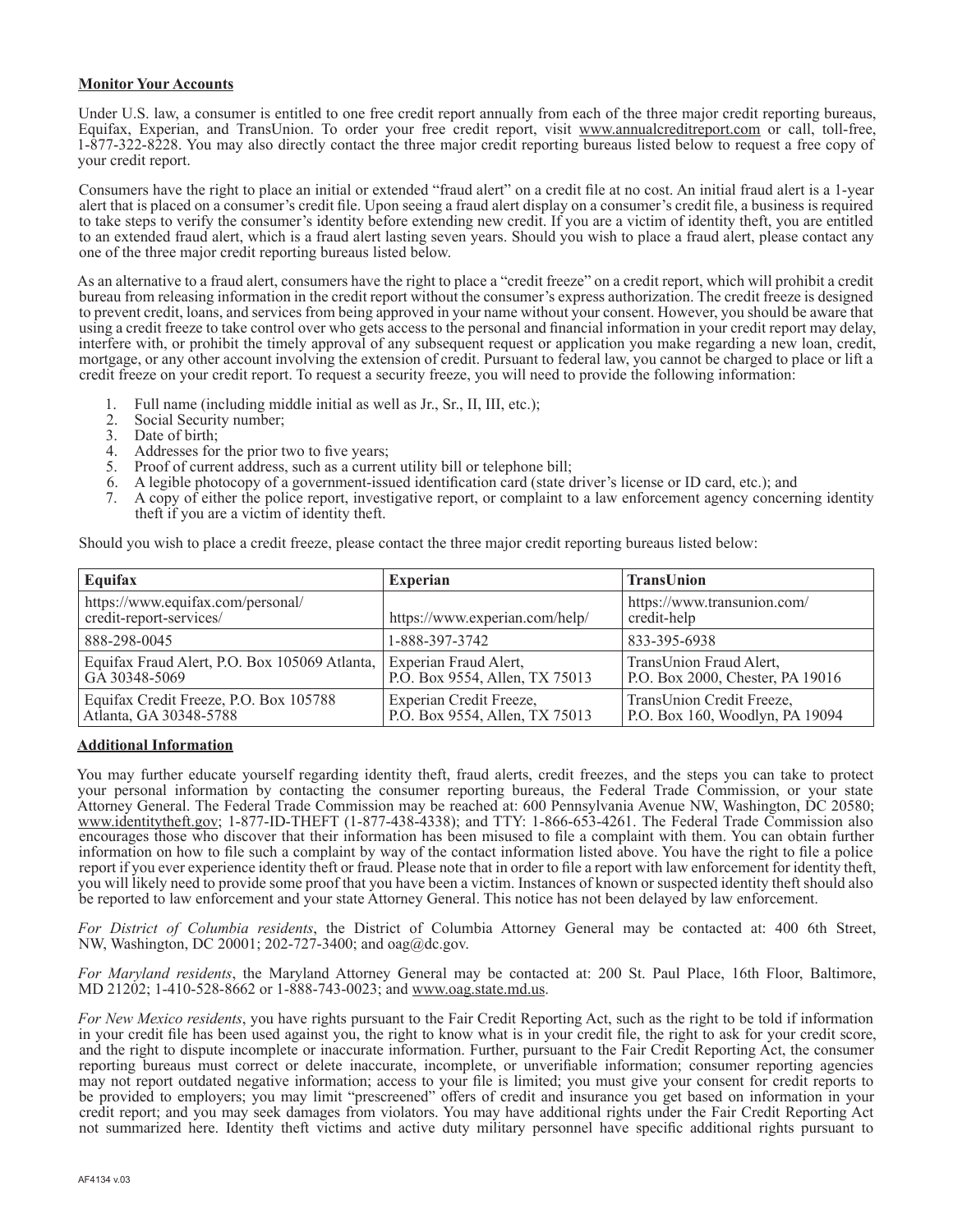**Monitor Your Accounts**

Under U.S. law, a consumer is entitled to one free credit report annually from each of the three major credit reporting bureaus, Equifax, Experian, and TransUnion. To order your free credit report, visit www.annualcreditreport.com or call, toll-free, 1-877-322-8228. You may also directly contact the three major credit reporting bureaus listed below to request a free copy of your credit report.

Consumers have the right to place an initial or extended "fraud alert" on a credit file at no cost. An initial fraud alert is a 1-year alert that is placed on a consumer's credit file. Upon seeing a fraud alert display on a consumer's credit file, a business is required to take steps to verify the consumer's identity before extending new credit. If you are a victim of identity theft, you are entitled to an extended fraud alert, which is a fraud alert lasting seven years. Should you wish to place a fraud alert, please contact any one of the three major credit reporting bureaus listed below.

As an alternative to a fraud alert, consumers have the right to place a "credit freeze" on a credit report, which will prohibit a credit bureau from releasing information in the credit report without the consumer's express authorization. The credit freeze is designed to prevent credit, loans, and services from being approved in your name without your consent. However, you should be aware that using a credit freeze to take control over who gets access to the personal and financial information in your credit report may delay, interfere with, or prohibit the timely approval of any subsequent request or application you make regarding a new loan, credit, mortgage, or any other account involving the extension of credit. Pursuant to federal law, you cannot be charged to place or lift a credit freeze on your credit report. To request a security freeze, you will need to provide the following information:

1. Full name (including middle initial as well as Jr., Sr., II, III, etc.);
2. Social Security number;
3. Date of birth;
4. Addresses for the prior two to five years;
5. Proof of current address, such as a current utility bill or telephone bill;
6. A legible photocopy of a government-issued identification card (state driver's license or ID card, etc.); and
7. A copy of either the police report, investigative report, or complaint to a law enforcement agency concerning identity theft if you are a victim of identity theft.

Should you wish to place a credit freeze, please contact the three major credit reporting bureaus listed below:

| Equifax | Experian | TransUnion |
|---|---|---|
| https://www.equifax.com/personal/credit-report-services/ | https://www.experian.com/help/ | https://www.transunion.com/credit-help |
| 888-298-0045 | 1-888-397-3742 | 833-395-6938 |
| Equifax Fraud Alert, P.O. Box 105069 Atlanta, GA 30348-5069 | Experian Fraud Alert, P.O. Box 9554, Allen, TX 75013 | TransUnion Fraud Alert, P.O. Box 2000, Chester, PA 19016 |
| Equifax Credit Freeze, P.O. Box 105788 Atlanta, GA 30348-5788 | Experian Credit Freeze, P.O. Box 9554, Allen, TX 75013 | TransUnion Credit Freeze, P.O. Box 160, Woodlyn, PA 19094 |

**Additional Information**

You may further educate yourself regarding identity theft, fraud alerts, credit freezes, and the steps you can take to protect your personal information by contacting the consumer reporting bureaus, the Federal Trade Commission, or your state Attorney General. The Federal Trade Commission may be reached at: 600 Pennsylvania Avenue NW, Washington, DC 20580; www.identitytheft.gov; 1-877-ID-THEFT (1-877-438-4338); and TTY: 1-866-653-4261. The Federal Trade Commission also encourages those who discover that their information has been misused to file a complaint with them. You can obtain further information on how to file such a complaint by way of the contact information listed above. You have the right to file a police report if you ever experience identity theft or fraud. Please note that in order to file a report with law enforcement for identity theft, you will likely need to provide some proof that you have been a victim. Instances of known or suspected identity theft should also be reported to law enforcement and your state Attorney General. This notice has not been delayed by law enforcement.

*For District of Columbia residents*, the District of Columbia Attorney General may be contacted at: 400 6th Street, NW, Washington, DC 20001; 202-727-3400; and oag@dc.gov.

*For Maryland residents*, the Maryland Attorney General may be contacted at: 200 St. Paul Place, 16th Floor, Baltimore, MD 21202; 1-410-528-8662 or 1-888-743-0023; and www.oag.state.md.us.

*For New Mexico residents*, you have rights pursuant to the Fair Credit Reporting Act, such as the right to be told if information in your credit file has been used against you, the right to know what is in your credit file, the right to ask for your credit score, and the right to dispute incomplete or inaccurate information. Further, pursuant to the Fair Credit Reporting Act, the consumer reporting bureaus must correct or delete inaccurate, incomplete, or unverifiable information; consumer reporting agencies may not report outdated negative information; access to your file is limited; you must give your consent for credit reports to be provided to employers; you may limit "prescreened" offers of credit and insurance you get based on information in your credit report; and you may seek damages from violators. You may have additional rights under the Fair Credit Reporting Act not summarized here. Identity theft victims and active duty military personnel have specific additional rights pursuant to

AF4134 v.03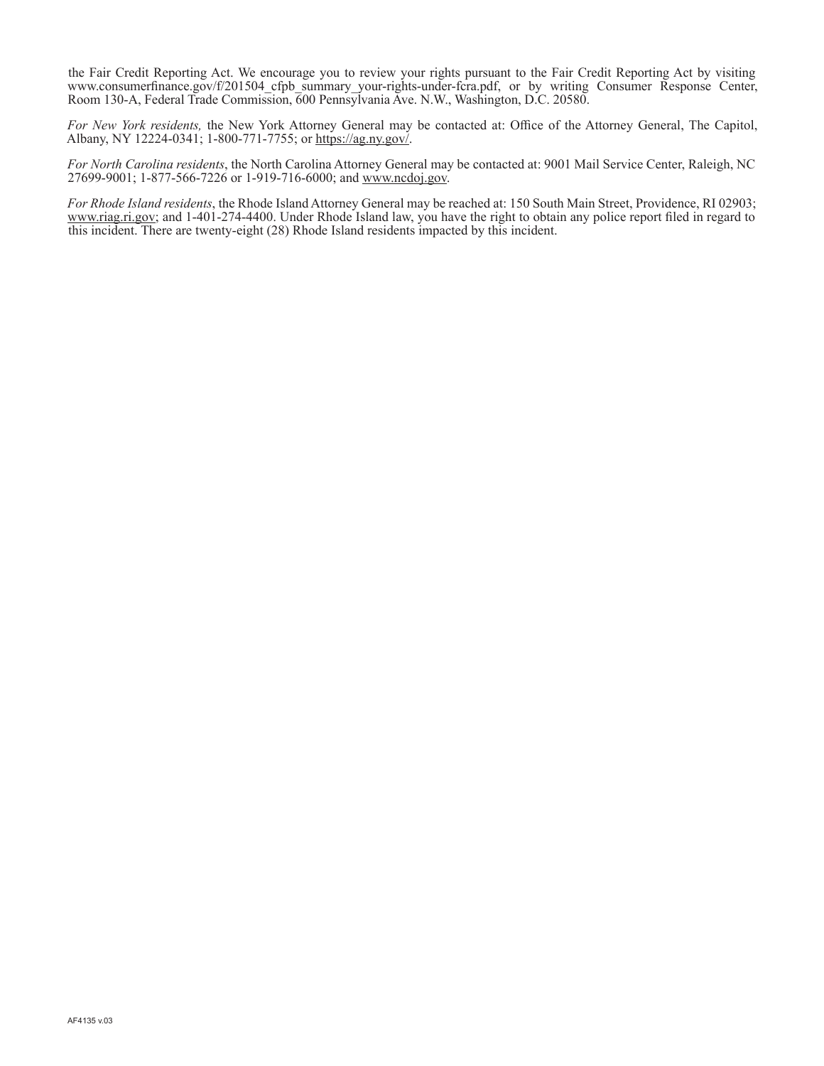the Fair Credit Reporting Act. We encourage you to review your rights pursuant to the Fair Credit Reporting Act by visiting www.consumerfinance.gov/f/201504_cfpb_summary_your-rights-under-fcra.pdf, or by writing Consumer Response Center, Room 130-A, Federal Trade Commission, 600 Pennsylvania Ave. N.W., Washington, D.C. 20580.

*For New York residents,* the New York Attorney General may be contacted at: Office of the Attorney General, The Capitol, Albany, NY 12224-0341; 1-800-771-7755; or https://ag.ny.gov/.

*For North Carolina residents*, the North Carolina Attorney General may be contacted at: 9001 Mail Service Center, Raleigh, NC 27699-9001; 1-877-566-7226 or 1-919-716-6000; and www.ncdoj.gov.

*For Rhode Island residents*, the Rhode Island Attorney General may be reached at: 150 South Main Street, Providence, RI 02903; www.riag.ri.gov; and 1-401-274-4400. Under Rhode Island law, you have the right to obtain any police report filed in regard to this incident. There are twenty-eight (28) Rhode Island residents impacted by this incident.

AF4135 v.03